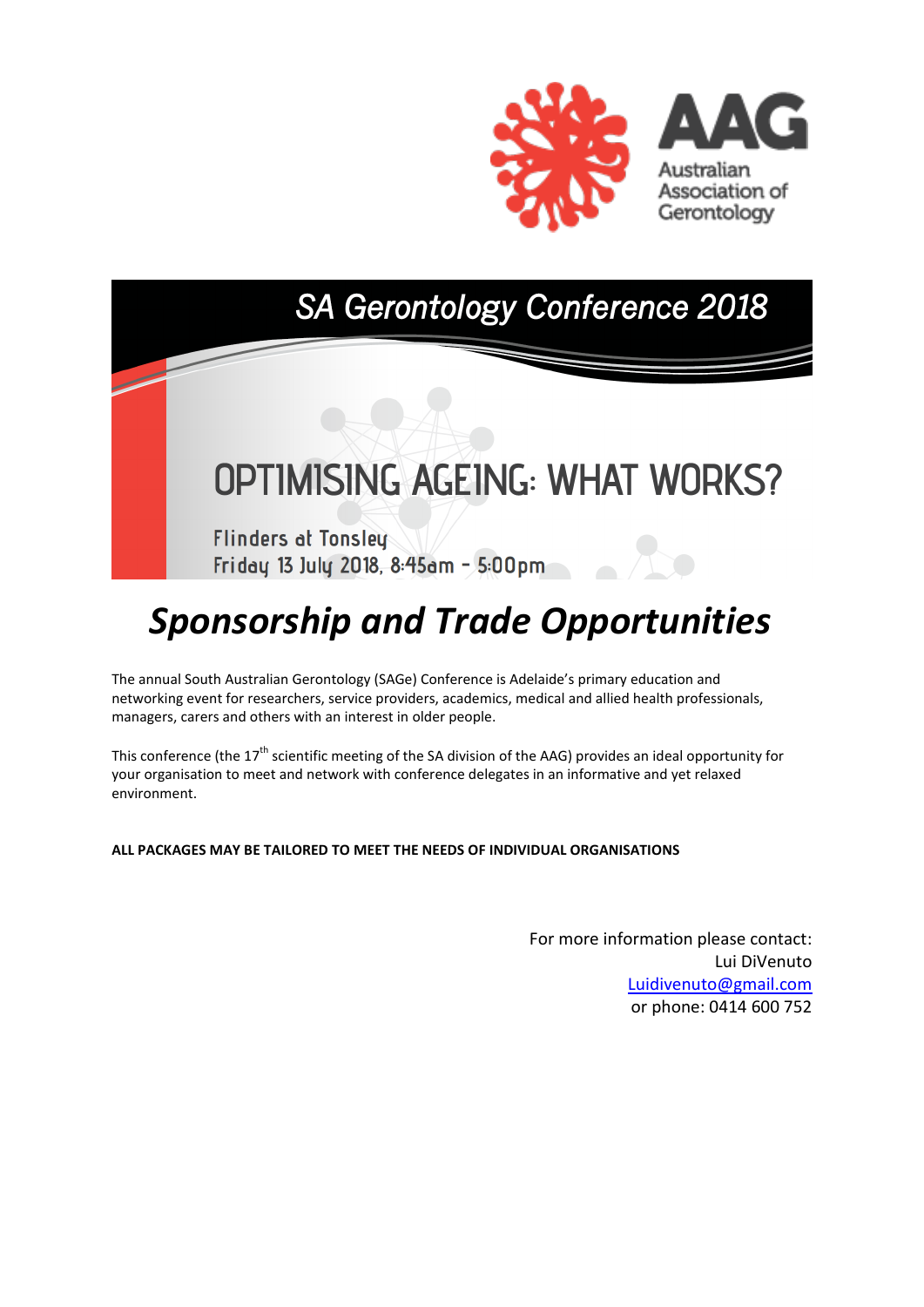AAG

Australian Association of Gerontology

# SA Gerontology Conference 2018

# OPTIMISING AGEING: WHAT WORKS?

Flinders at Tonsley
Friday 13 July 2018, 8:45am - 5:00pm

# *Sponsorship and Trade Opportunities*

The annual South Australian Gerontology (SAGe) Conference is Adelaide's primary education and networking event for researchers, service providers, academics, medical and allied health professionals, managers, carers and others with an interest in older people.

This conference (the 17th scientific meeting of the SA division of the AAG) provides an ideal opportunity for your organisation to meet and network with conference delegates in an informative and yet relaxed environment.

**ALL PACKAGES MAY BE TAILORED TO MEET THE NEEDS OF INDIVIDUAL ORGANISATIONS**

For more information please contact:
Lui DiVenuto
Luidivenuto@gmail.com
or phone: 0414 600 752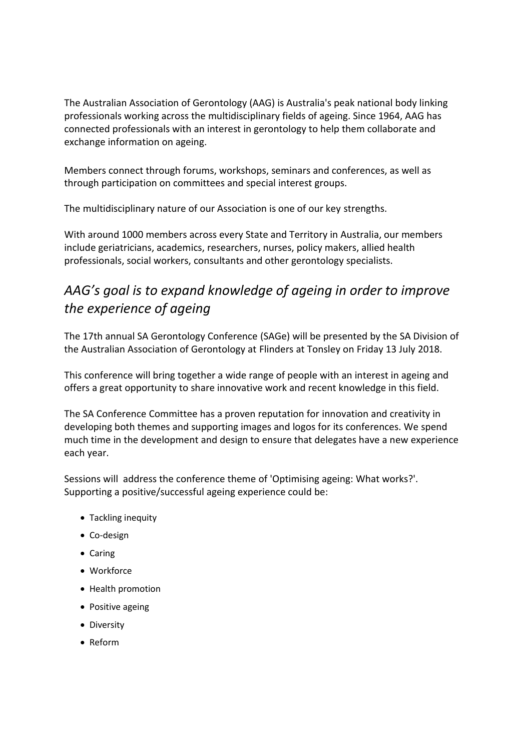The Australian Association of Gerontology (AAG) is Australia's peak national body linking professionals working across the multidisciplinary fields of ageing. Since 1964, AAG has connected professionals with an interest in gerontology to help them collaborate and exchange information on ageing.

Members connect through forums, workshops, seminars and conferences, as well as through participation on committees and special interest groups.

The multidisciplinary nature of our Association is one of our key strengths.

With around 1000 members across every State and Territory in Australia, our members include geriatricians, academics, researchers, nurses, policy makers, allied health professionals, social workers, consultants and other gerontology specialists.

## *AAG's goal is to expand knowledge of ageing in order to improve the experience of ageing*

The 17th annual SA Gerontology Conference (SAGe) will be presented by the SA Division of the Australian Association of Gerontology at Flinders at Tonsley on Friday 13 July 2018.

This conference will bring together a wide range of people with an interest in ageing and offers a great opportunity to share innovative work and recent knowledge in this field.

The SA Conference Committee has a proven reputation for innovation and creativity in developing both themes and supporting images and logos for its conferences. We spend much time in the development and design to ensure that delegates have a new experience each year.

Sessions will address the conference theme of 'Optimising ageing: What works?'. Supporting a positive/successful ageing experience could be:

- Tackling inequity
- Co-design
- Caring
- Workforce
- Health promotion
- Positive ageing
- Diversity
- Reform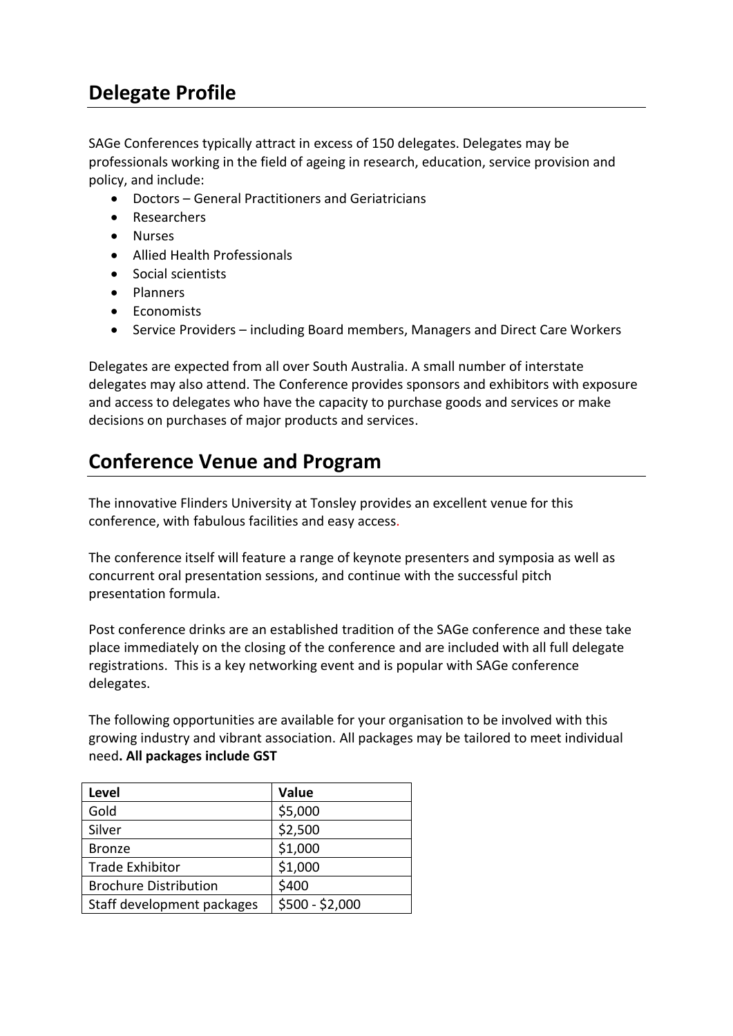## Delegate Profile

SAGe Conferences typically attract in excess of 150 delegates. Delegates may be professionals working in the field of ageing in research, education, service provision and policy, and include:

- Doctors – General Practitioners and Geriatricians
- Researchers
- Nurses
- Allied Health Professionals
- Social scientists
- Planners
- Economists
- Service Providers – including Board members, Managers and Direct Care Workers

Delegates are expected from all over South Australia. A small number of interstate delegates may also attend. The Conference provides sponsors and exhibitors with exposure and access to delegates who have the capacity to purchase goods and services or make decisions on purchases of major products and services.

## Conference Venue and Program

The innovative Flinders University at Tonsley provides an excellent venue for this conference, with fabulous facilities and easy access.

The conference itself will feature a range of keynote presenters and symposia as well as concurrent oral presentation sessions, and continue with the successful pitch presentation formula.

Post conference drinks are an established tradition of the SAGe conference and these take place immediately on the closing of the conference and are included with all full delegate registrations. This is a key networking event and is popular with SAGe conference delegates.

The following opportunities are available for your organisation to be involved with this growing industry and vibrant association. All packages may be tailored to meet individual need**. All packages include GST**

| Level | Value |
|---|---|
| Gold | $5,000 |
| Silver | $2,500 |
| Bronze | $1,000 |
| Trade Exhibitor | $1,000 |
| Brochure Distribution | $400 |
| Staff development packages | $500 - $2,000 |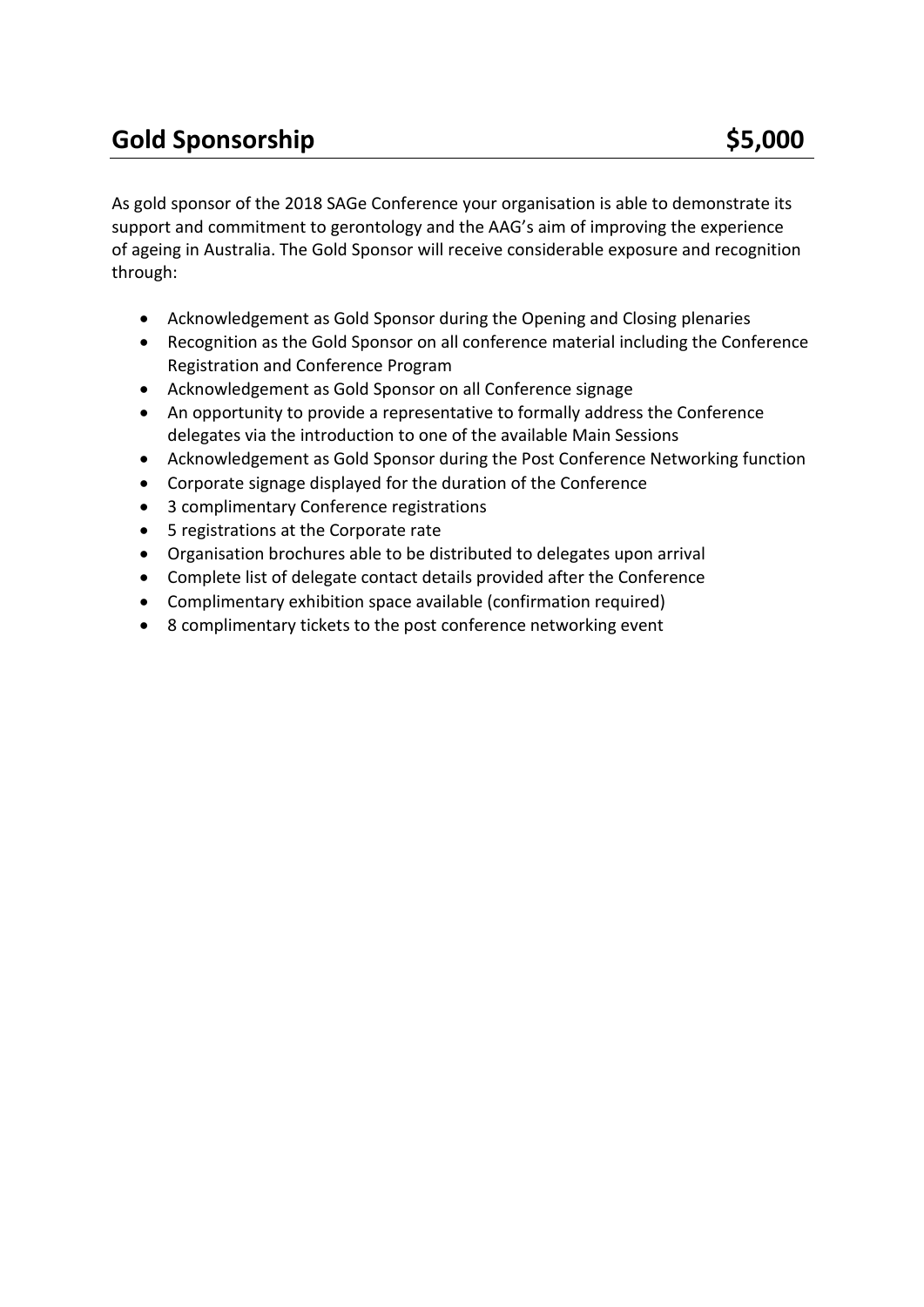## Gold Sponsorship $5,000

As gold sponsor of the 2018 SAGe Conference your organisation is able to demonstrate its support and commitment to gerontology and the AAG's aim of improving the experience of ageing in Australia. The Gold Sponsor will receive considerable exposure and recognition through:

- Acknowledgement as Gold Sponsor during the Opening and Closing plenaries
- Recognition as the Gold Sponsor on all conference material including the Conference Registration and Conference Program
- Acknowledgement as Gold Sponsor on all Conference signage
- An opportunity to provide a representative to formally address the Conference delegates via the introduction to one of the available Main Sessions
- Acknowledgement as Gold Sponsor during the Post Conference Networking function
- Corporate signage displayed for the duration of the Conference
- 3 complimentary Conference registrations
- 5 registrations at the Corporate rate
- Organisation brochures able to be distributed to delegates upon arrival
- Complete list of delegate contact details provided after the Conference
- Complimentary exhibition space available (confirmation required)
- 8 complimentary tickets to the post conference networking event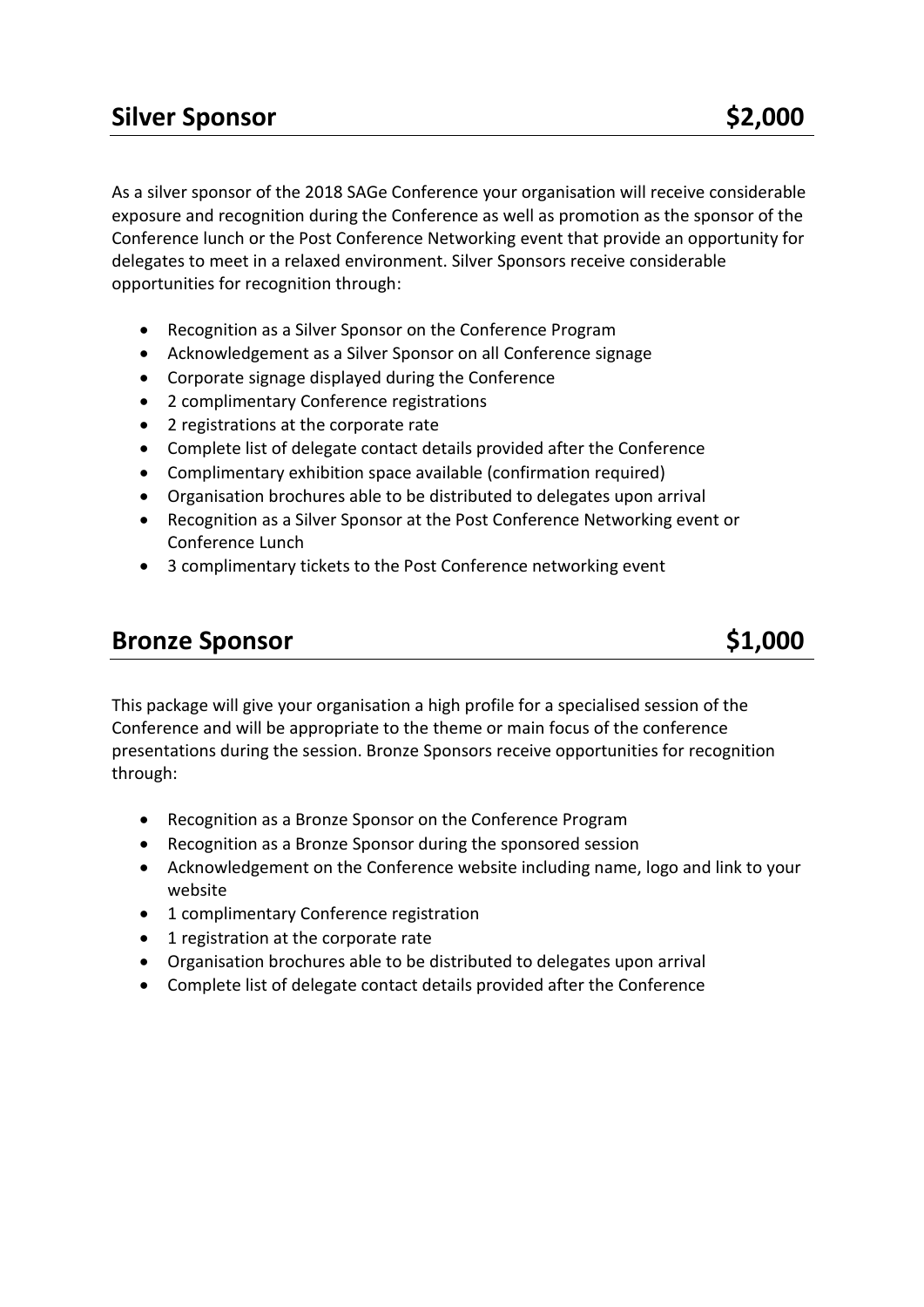## Silver Sponsor $2,000

As a silver sponsor of the 2018 SAGe Conference your organisation will receive considerable exposure and recognition during the Conference as well as promotion as the sponsor of the Conference lunch or the Post Conference Networking event that provide an opportunity for delegates to meet in a relaxed environment. Silver Sponsors receive considerable opportunities for recognition through:

- Recognition as a Silver Sponsor on the Conference Program
- Acknowledgement as a Silver Sponsor on all Conference signage
- Corporate signage displayed during the Conference
- 2 complimentary Conference registrations
- 2 registrations at the corporate rate
- Complete list of delegate contact details provided after the Conference
- Complimentary exhibition space available (confirmation required)
- Organisation brochures able to be distributed to delegates upon arrival
- Recognition as a Silver Sponsor at the Post Conference Networking event or Conference Lunch
- 3 complimentary tickets to the Post Conference networking event

## Bronze Sponsor $1,000

This package will give your organisation a high profile for a specialised session of the Conference and will be appropriate to the theme or main focus of the conference presentations during the session. Bronze Sponsors receive opportunities for recognition through:

- Recognition as a Bronze Sponsor on the Conference Program
- Recognition as a Bronze Sponsor during the sponsored session
- Acknowledgement on the Conference website including name, logo and link to your website
- 1 complimentary Conference registration
- 1 registration at the corporate rate
- Organisation brochures able to be distributed to delegates upon arrival
- Complete list of delegate contact details provided after the Conference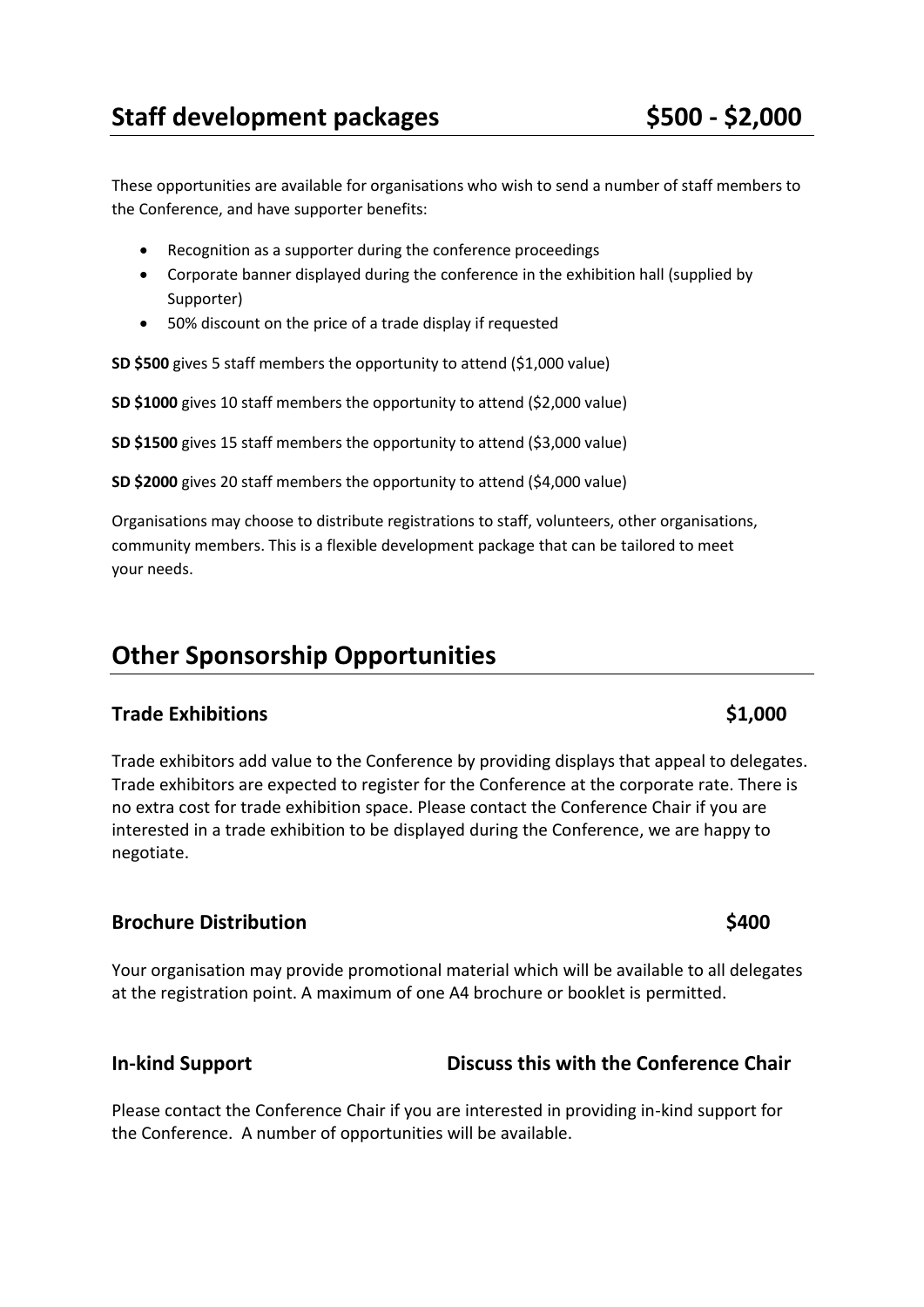## Staff development packages $500 - $2,000

These opportunities are available for organisations who wish to send a number of staff members to the Conference, and have supporter benefits:

- Recognition as a supporter during the conference proceedings
- Corporate banner displayed during the conference in the exhibition hall (supplied by Supporter)
- 50% discount on the price of a trade display if requested

**SD $500** gives 5 staff members the opportunity to attend ($1,000 value)

**SD $1000** gives 10 staff members the opportunity to attend ($2,000 value)

**SD $1500** gives 15 staff members the opportunity to attend ($3,000 value)

**SD $2000** gives 20 staff members the opportunity to attend ($4,000 value)

Organisations may choose to distribute registrations to staff, volunteers, other organisations, community members. This is a flexible development package that can be tailored to meet your needs.

## Other Sponsorship Opportunities

### Trade Exhibitions $1,000

Trade exhibitors add value to the Conference by providing displays that appeal to delegates. Trade exhibitors are expected to register for the Conference at the corporate rate. There is no extra cost for trade exhibition space. Please contact the Conference Chair if you are interested in a trade exhibition to be displayed during the Conference, we are happy to negotiate.

### Brochure Distribution $400

Your organisation may provide promotional material which will be available to all delegates at the registration point. A maximum of one A4 brochure or booklet is permitted.

### In-kind Support Discuss this with the Conference Chair

Please contact the Conference Chair if you are interested in providing in-kind support for the Conference. A number of opportunities will be available.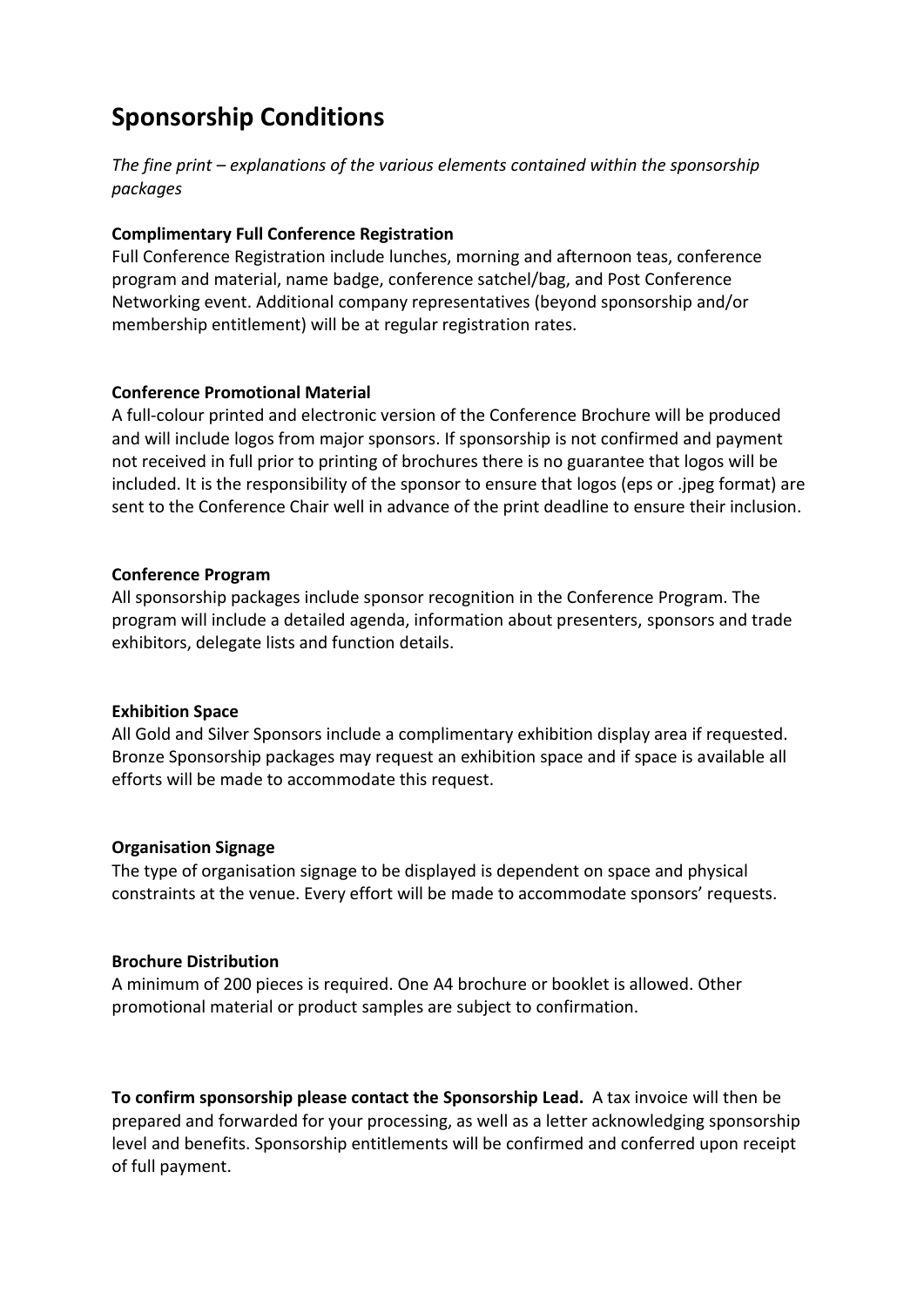# Sponsorship Conditions

*The fine print – explanations of the various elements contained within the sponsorship packages*

**Complimentary Full Conference Registration**

Full Conference Registration include lunches, morning and afternoon teas, conference program and material, name badge, conference satchel/bag, and Post Conference Networking event. Additional company representatives (beyond sponsorship and/or membership entitlement) will be at regular registration rates.

**Conference Promotional Material**

A full-colour printed and electronic version of the Conference Brochure will be produced and will include logos from major sponsors. If sponsorship is not confirmed and payment not received in full prior to printing of brochures there is no guarantee that logos will be included. It is the responsibility of the sponsor to ensure that logos (eps or .jpeg format) are sent to the Conference Chair well in advance of the print deadline to ensure their inclusion.

**Conference Program**

All sponsorship packages include sponsor recognition in the Conference Program. The program will include a detailed agenda, information about presenters, sponsors and trade exhibitors, delegate lists and function details.

**Exhibition Space**

All Gold and Silver Sponsors include a complimentary exhibition display area if requested. Bronze Sponsorship packages may request an exhibition space and if space is available all efforts will be made to accommodate this request.

**Organisation Signage**

The type of organisation signage to be displayed is dependent on space and physical constraints at the venue. Every effort will be made to accommodate sponsors' requests.

**Brochure Distribution**

A minimum of 200 pieces is required. One A4 brochure or booklet is allowed. Other promotional material or product samples are subject to confirmation.

**To confirm sponsorship please contact the Sponsorship Lead.** A tax invoice will then be prepared and forwarded for your processing, as well as a letter acknowledging sponsorship level and benefits. Sponsorship entitlements will be confirmed and conferred upon receipt of full payment.